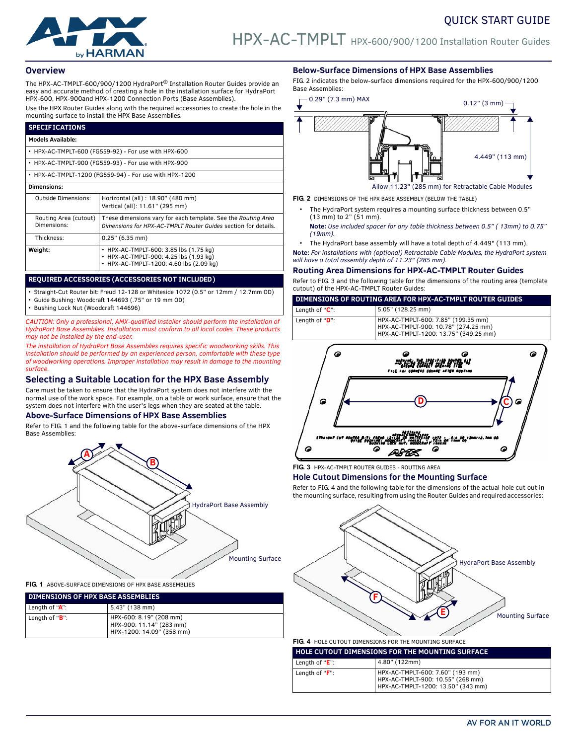QUICK START GUIDE

# HPX-AC-TMPLT HPX-600/900/1200 Installation Router Guides

## Overview

The HPX-AC-TMPLT-600/900/1200 HydraPort® Installation Router Guides provide an easy and accurate method of creating a hole in the installation surface for HydraPort HPX-600, HPX-900and HPX-1200 Connection Ports (Base Assemblies).

Use the HPX Router Guides along with the required accessories to create the hole in the mounting surface to install the HPX Base Assemblies.

| SPECIFICATIONS | |
|---|---|
| **Models Available:** | |
| • HPX-AC-TMPLT-600 (FG559-92) - For use with HPX-600 | |
| • HPX-AC-TMPLT-900 (FG559-93) - For use with HPX-900 | |
| • HPX-AC-TMPLT-1200 (FG559-94) - For use with HPX-1200 | |
| **Dimensions:** | |
| Outside Dimensions: | Horizontal (all) : 18.90" (480 mm)<br>Vertical (all): 11.61" (295 mm) |
| Routing Area (cutout) Dimensions: | These dimensions vary for each template. See the *Routing Area Dimensions for HPX-AC-TMPLT Router Guides* section for details. |
| Thickness: | 0.25" (6.35 mm) |
| **Weight:** | • HPX-AC-TMPLT-600: 3.85 lbs (1.75 kg)<br>• HPX-AC-TMPLT-900: 4.25 lbs (1.93 kg)<br>• HPX-AC-TMPLT-1200: 4.60 lbs (2.09 kg) |

**REQUIRED ACCESSORIES (ACCESSORIES NOT INCLUDED)**

- Straight-Cut Router bit: Freud 12-128 or Whiteside 1072 (0.5" or 12mm / 12.7mm OD)
- Guide Bushing: Woodcraft 144693 (.75" or 19 mm OD)
- Bushing Lock Nut (Woodcraft 144696)

*CAUTION: Only a professional, AMX-qualified installer should perform the installation of HydraPort Base Assemblies. Installation must conform to all local codes. These products may not be installed by the end-user.*

*The installation of HydraPort Base Assemblies requires specific woodworking skills. This installation should be performed by an experienced person, comfortable with these type of woodworking operations. Improper installation may result in damage to the mounting surface.*

## Selecting a Suitable Location for the HPX Base Assembly

Care must be taken to ensure that the HydraPort system does not interfere with the normal use of the work space. For example, on a table or work surface, ensure that the system does not interfere with the user's legs when they are seated at the table.

### Above-Surface Dimensions of HPX Base Assemblies

Refer to FIG. 1 and the following table for the above-surface dimensions of the HPX Base Assemblies:

**FIG. 1** ABOVE-SURFACE DIMENSIONS OF HPX BASE ASSEMBLIES

| DIMENSIONS OF HPX BASE ASSEMBLIES | |
|---|---|
| Length of "A": | 5.43" (138 mm) |
| Length of "B": | HPX-600: 8.19" (208 mm)<br>HPX-900: 11.14" (283 mm)<br>HPX-1200: 14.09" (358 mm) |

### Below-Surface Dimensions of HPX Base Assemblies

FIG. 2 indicates the below-surface dimensions required for the HPX-600/900/1200 Base Assemblies:

**FIG. 2** DIMENSIONS OF THE HPX BASE ASSEMBLY (BELOW THE TABLE)

- The HydraPort system requires a mounting surface thickness between 0.5" (13 mm) to 2" (51 mm).

  **Note:** *Use included spacer for any table thickness between 0.5" ( 13mm) to 0.75" (19mm).*
- The HydraPort base assembly will have a total depth of 4.449" (113 mm).

**Note:** *For installations with (optional) Retractable Cable Modules, the HydraPort system will have a total assembly depth of 11.23" (285 mm).*

### Routing Area Dimensions for HPX-AC-TMPLT Router Guides

Refer to FIG. 3 and the following table for the dimensions of the routing area (template cutout) of the HPX-AC-TMPLT Router Guides:

| DIMENSIONS OF ROUTING AREA FOR HPX-AC-TMPLT ROUTER GUIDES | |
|---|---|
| Length of "C": | 5.05" (128.25 mm) |
| Length of "D": | HPX-AC-TMPLT-600: 7.85" (199.35 mm)<br>HPX-AC-TMPLT-900: 10.78" (274.25 mm)<br>HPX-AC-TMPLT-1200: 13.75" (349.25 mm) |

**FIG. 3** HPX-AC-TMPLT ROUTER GUIDES - ROUTING AREA

### Hole Cutout Dimensions for the Mounting Surface

Refer to FIG. 4 and the following table for the dimensions of the actual hole cut out in the mounting surface, resulting from using the Router Guides and required accessories:

**FIG. 4** HOLE CUTOUT DIMENSIONS FOR THE MOUNTING SURFACE

| HOLE CUTOUT DIMENSIONS FOR THE MOUNTING SURFACE | |
|---|---|
| Length of "E": | 4.80" (122mm) |
| Length of "F": | HPX-AC-TMPLT-600: 7.60" (193 mm)<br>HPX-AC-TMPLT-900: 10.55" (268 mm)<br>HPX-AC-TMPLT-1200: 13.50" (343 mm) |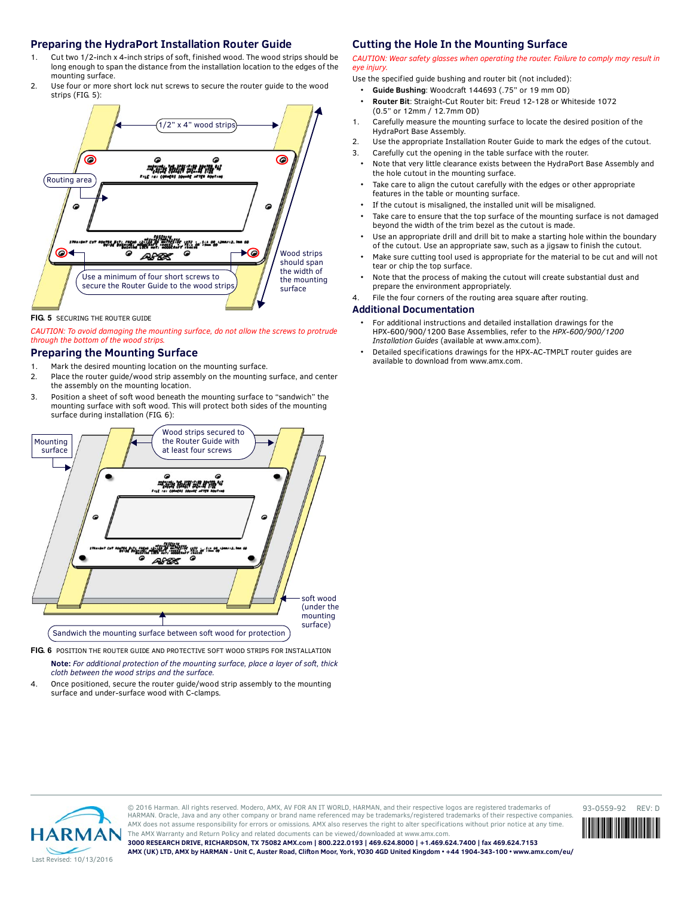## Preparing the HydraPort Installation Router Guide

1. Cut two 1/2-inch x 4-inch strips of soft, finished wood. The wood strips should be long enough to span the distance from the installation location to the edges of the mounting surface.
2. Use four or more short lock nut screws to secure the router guide to the wood strips (FIG. 5):

1/2" x 4" wood strips

Routing area

Use a minimum of four short screws to secure the Router Guide to the wood strips

Wood strips should span the width of the mounting surface

**FIG. 5** SECURING THE ROUTER GUIDE

*CAUTION: To avoid damaging the mounting surface, do not allow the screws to protrude through the bottom of the wood strips.*

## Preparing the Mounting Surface

1. Mark the desired mounting location on the mounting surface.
2. Place the router guide/wood strip assembly on the mounting surface, and center the assembly on the mounting location.
3. Position a sheet of soft wood beneath the mounting surface to "sandwich" the mounting surface with soft wood. This will protect both sides of the mounting surface during installation (FIG. 6):

Mounting surface

Wood strips secured to the Router Guide with at least four screws

soft wood (under the mounting surface)

Sandwich the mounting surface between soft wood for protection

**FIG. 6** POSITION THE ROUTER GUIDE AND PROTECTIVE SOFT WOOD STRIPS FOR INSTALLATION

**Note:** *For additional protection of the mounting surface, place a layer of soft, thick cloth between the wood strips and the surface.*

4. Once positioned, secure the router guide/wood strip assembly to the mounting surface and under-surface wood with C-clamps.

## Cutting the Hole In the Mounting Surface

*CAUTION: Wear safety glasses when operating the router. Failure to comply may result in eye injury.*

Use the specified guide bushing and router bit (not included):

- **Guide Bushing**: Woodcraft 144693 (.75" or 19 mm OD)
- **Router Bit**: Straight-Cut Router bit: Freud 12-128 or Whiteside 1072 (0.5" or 12mm / 12.7mm OD)

1. Carefully measure the mounting surface to locate the desired position of the HydraPort Base Assembly.
2. Use the appropriate Installation Router Guide to mark the edges of the cutout.
3. Carefully cut the opening in the table surface with the router.
   - Note that very little clearance exists between the HydraPort Base Assembly and the hole cutout in the mounting surface.
   - Take care to align the cutout carefully with the edges or other appropriate features in the table or mounting surface.
   - If the cutout is misaligned, the installed unit will be misaligned.
   - Take care to ensure that the top surface of the mounting surface is not damaged beyond the width of the trim bezel as the cutout is made.
   - Use an appropriate drill and drill bit to make a starting hole within the boundary of the cutout. Use an appropriate saw, such as a jigsaw to finish the cutout.
   - Make sure cutting tool used is appropriate for the material to be cut and will not tear or chip the top surface.
   - Note that the process of making the cutout will create substantial dust and prepare the environment appropriately.
4. File the four corners of the routing area square after routing.

## Additional Documentation

- For additional instructions and detailed installation drawings for the HPX-600/900/1200 Base Assemblies, refer to the *HPX-600/900/1200 Installation Guides* (available at www.amx.com).
- Detailed specifications drawings for the HPX-AC-TMPLT router guides are available to download from www.amx.com.

© 2016 Harman. All rights reserved. Modero, AMX, AV FOR AN IT WORLD, HARMAN, and their respective logos are registered trademarks of HARMAN. Oracle, Java and any other company or brand name referenced may be trademarks/registered trademarks of their respective companies. AMX does not assume responsibility for errors or omissions. AMX also reserves the right to alter specifications without prior notice at any time. The AMX Warranty and Return Policy and related documents can be viewed/downloaded at www.amx.com.

**3000 RESEARCH DRIVE, RICHARDSON, TX 75082 AMX.com | 800.222.0193 | 469.624.8000 | +1.469.624.7400 | fax 469.624.7153**

**AMX (UK) LTD, AMX by HARMAN - Unit C, Auster Road, Clifton Moor, York, YO30 4GD United Kingdom • +44 1904-343-100 • www.amx.com/eu/**

93-0559-92 REV: D

Last Revised: 10/13/2016